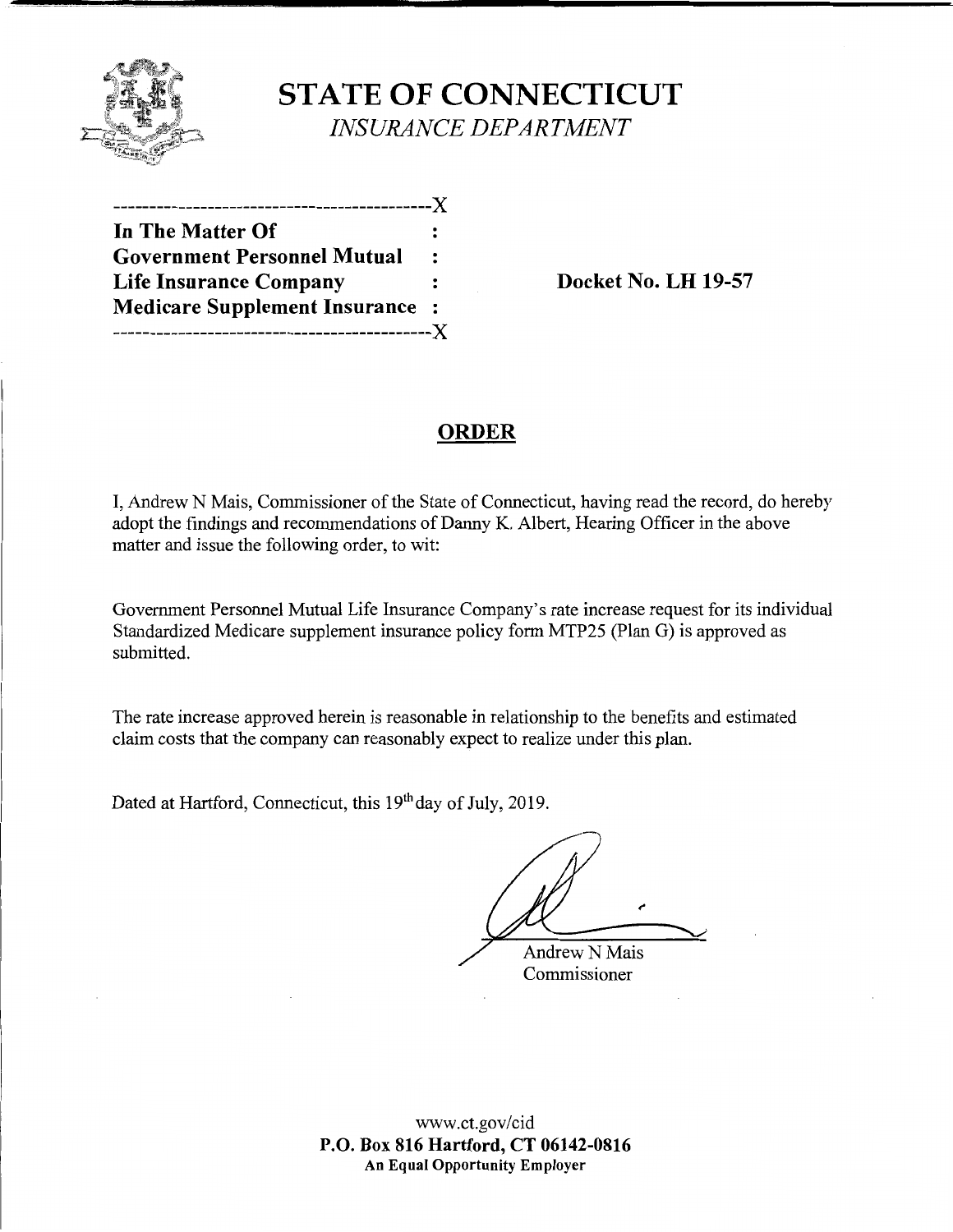# STATE OF CONNECTICUT

*INSURANCE DEPARTMENT*

```
--------------------------------------------X
In The Matter Of                            :
Government Personnel Mutual                 :
Life Insurance Company                      :        Docket No. LH 19-57
Medicare Supplement Insurance               :
--------------------------------------------X
```

## ORDER

I, Andrew N Mais, Commissioner of the State of Connecticut, having read the record, do hereby adopt the findings and recommendations of Danny K. Albert, Hearing Officer in the above matter and issue the following order, to wit:

Government Personnel Mutual Life Insurance Company's rate increase request for its individual Standardized Medicare supplement insurance policy form MTP25 (Plan G) is approved as submitted.

The rate increase approved herein is reasonable in relationship to the benefits and estimated claim costs that the company can reasonably expect to realize under this plan.

Dated at Hartford, Connecticut, this 19th day of July, 2019.

Andrew N Mais
Commissioner

www.ct.gov/cid
**P.O. Box 816 Hartford, CT 06142-0816**
**An Equal Opportunity Employer**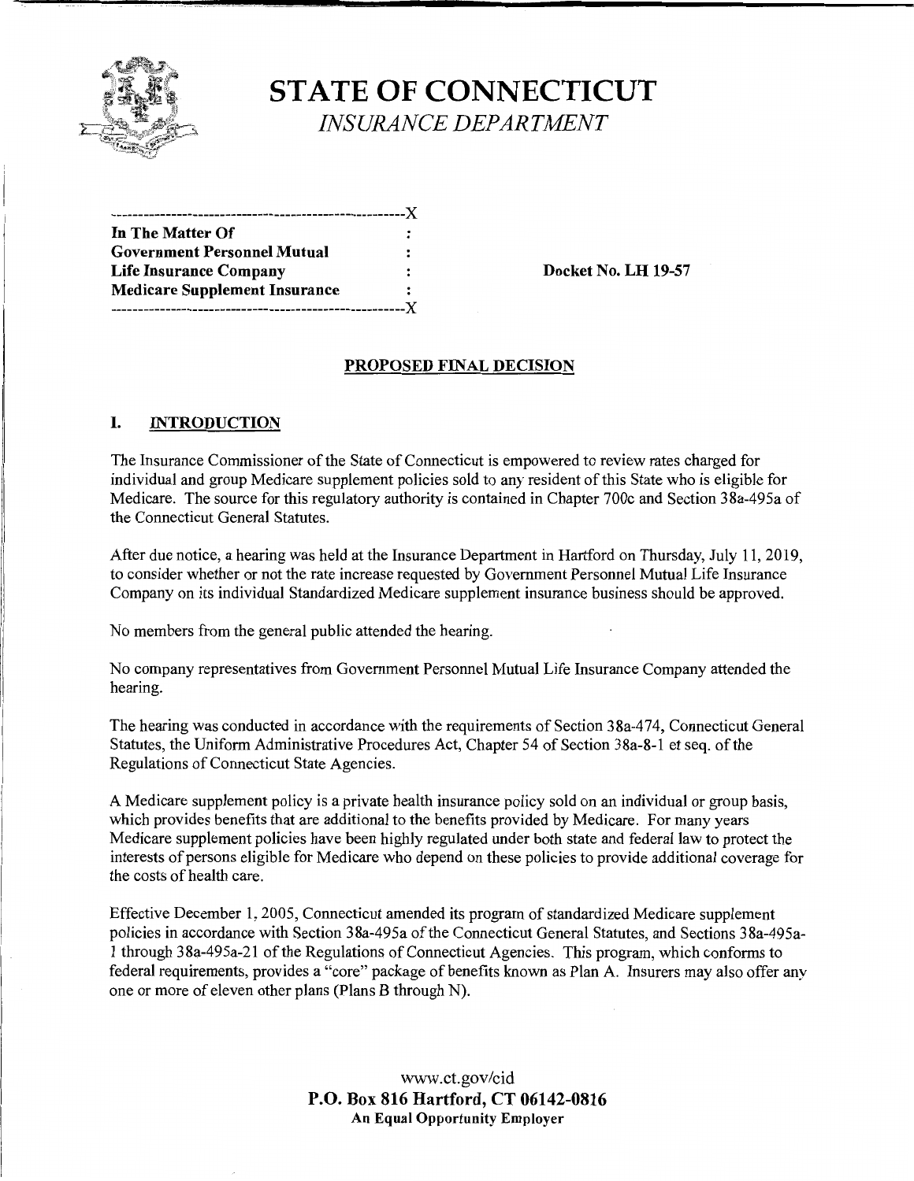# STATE OF CONNECTICUT

*INSURANCE DEPARTMENT*

```
------------------------------------------------------X
In The Matter Of                                      :
Government Personnel Mutual                           :
Life Insurance Company                                :
Medicare Supplement Insurance                         :
------------------------------------------------------X
```

**Docket No. LH 19-57**

## PROPOSED FINAL DECISION

## I. INTRODUCTION

The Insurance Commissioner of the State of Connecticut is empowered to review rates charged for individual and group Medicare supplement policies sold to any resident of this State who is eligible for Medicare. The source for this regulatory authority is contained in Chapter 700c and Section 38a-495a of the Connecticut General Statutes.

After due notice, a hearing was held at the Insurance Department in Hartford on Thursday, July 11, 2019, to consider whether or not the rate increase requested by Government Personnel Mutual Life Insurance Company on its individual Standardized Medicare supplement insurance business should be approved.

No members from the general public attended the hearing.

No company representatives from Government Personnel Mutual Life Insurance Company attended the hearing.

The hearing was conducted in accordance with the requirements of Section 38a-474, Connecticut General Statutes, the Uniform Administrative Procedures Act, Chapter 54 of Section 38a-8-1 et seq. of the Regulations of Connecticut State Agencies.

A Medicare supplement policy is a private health insurance policy sold on an individual or group basis, which provides benefits that are additional to the benefits provided by Medicare. For many years Medicare supplement policies have been highly regulated under both state and federal law to protect the interests of persons eligible for Medicare who depend on these policies to provide additional coverage for the costs of health care.

Effective December 1, 2005, Connecticut amended its program of standardized Medicare supplement policies in accordance with Section 38a-495a of the Connecticut General Statutes, and Sections 38a-495a-1 through 38a-495a-21 of the Regulations of Connecticut Agencies. This program, which conforms to federal requirements, provides a "core" package of benefits known as Plan A. Insurers may also offer any one or more of eleven other plans (Plans B through N).

www.ct.gov/cid
**P.O. Box 816 Hartford, CT 06142-0816**
**An Equal Opportunity Employer**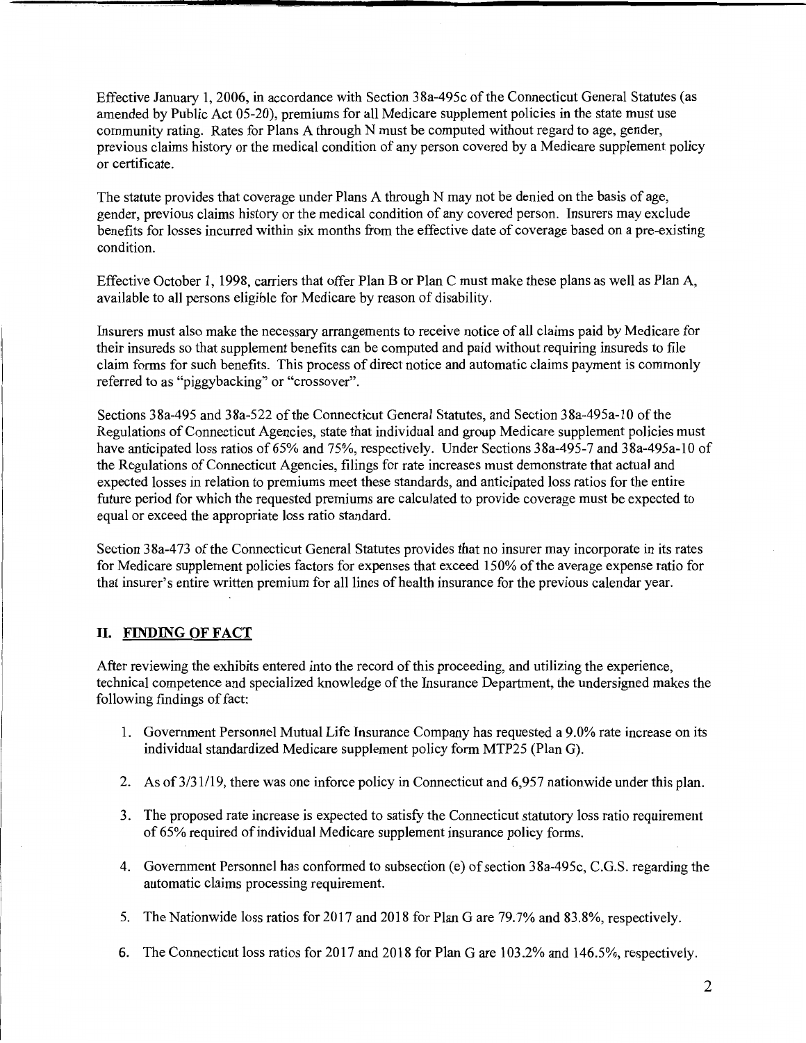Effective January 1, 2006, in accordance with Section 38a-495c of the Connecticut General Statutes (as amended by Public Act 05-20), premiums for all Medicare supplement policies in the state must use community rating. Rates for Plans A through N must be computed without regard to age, gender, previous claims history or the medical condition of any person covered by a Medicare supplement policy or certificate.

The statute provides that coverage under Plans A through N may not be denied on the basis of age, gender, previous claims history or the medical condition of any covered person. Insurers may exclude benefits for losses incurred within six months from the effective date of coverage based on a pre-existing condition.

Effective October 1, 1998, carriers that offer Plan B or Plan C must make these plans as well as Plan A, available to all persons eligible for Medicare by reason of disability.

Insurers must also make the necessary arrangements to receive notice of all claims paid by Medicare for their insureds so that supplement benefits can be computed and paid without requiring insureds to file claim forms for such benefits. This process of direct notice and automatic claims payment is commonly referred to as "piggybacking" or "crossover".

Sections 38a-495 and 38a-522 of the Connecticut General Statutes, and Section 38a-495a-10 of the Regulations of Connecticut Agencies, state that individual and group Medicare supplement policies must have anticipated loss ratios of 65% and 75%, respectively. Under Sections 38a-495-7 and 38a-495a-10 of the Regulations of Connecticut Agencies, filings for rate increases must demonstrate that actual and expected losses in relation to premiums meet these standards, and anticipated loss ratios for the entire future period for which the requested premiums are calculated to provide coverage must be expected to equal or exceed the appropriate loss ratio standard.

Section 38a-473 of the Connecticut General Statutes provides that no insurer may incorporate in its rates for Medicare supplement policies factors for expenses that exceed 150% of the average expense ratio for that insurer's entire written premium for all lines of health insurance for the previous calendar year.

## II. FINDING OF FACT

After reviewing the exhibits entered into the record of this proceeding, and utilizing the experience, technical competence and specialized knowledge of the Insurance Department, the undersigned makes the following findings of fact:

1. Government Personnel Mutual Life Insurance Company has requested a 9.0% rate increase on its individual standardized Medicare supplement policy form MTP25 (Plan G).
2. As of 3/31/19, there was one inforce policy in Connecticut and 6,957 nationwide under this plan.
3. The proposed rate increase is expected to satisfy the Connecticut statutory loss ratio requirement of 65% required of individual Medicare supplement insurance policy forms.
4. Government Personnel has conformed to subsection (e) of section 38a-495c, C.G.S. regarding the automatic claims processing requirement.
5. The Nationwide loss ratios for 2017 and 2018 for Plan G are 79.7% and 83.8%, respectively.
6. The Connecticut loss ratios for 2017 and 2018 for Plan G are 103.2% and 146.5%, respectively.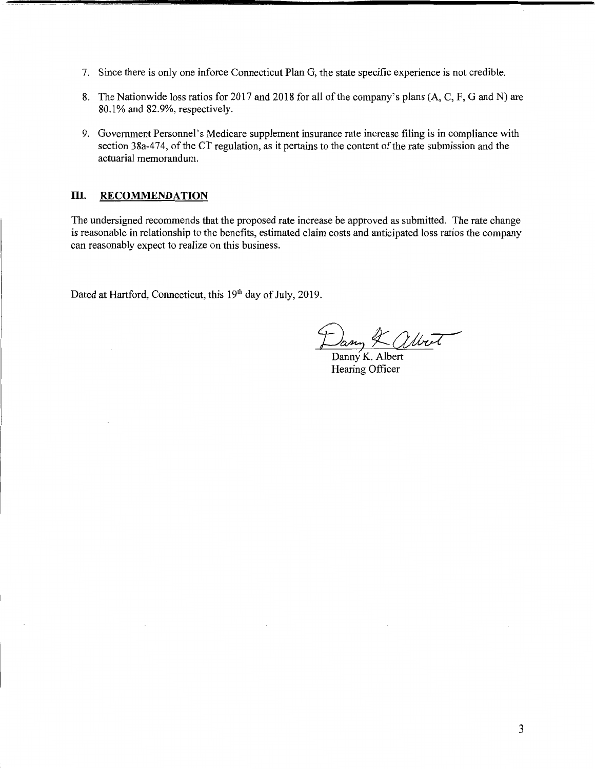7. Since there is only one inforce Connecticut Plan G, the state specific experience is not credible.

8. The Nationwide loss ratios for 2017 and 2018 for all of the company's plans (A, C, F, G and N) are 80.1% and 82.9%, respectively.

9. Government Personnel's Medicare supplement insurance rate increase filing is in compliance with section 38a-474, of the CT regulation, as it pertains to the content of the rate submission and the actuarial memorandum.

## III. RECOMMENDATION

The undersigned recommends that the proposed rate increase be approved as submitted. The rate change is reasonable in relationship to the benefits, estimated claim costs and anticipated loss ratios the company can reasonably expect to realize on this business.

Dated at Hartford, Connecticut, this 19th day of July, 2019.

Danny K. Albert
Hearing Officer